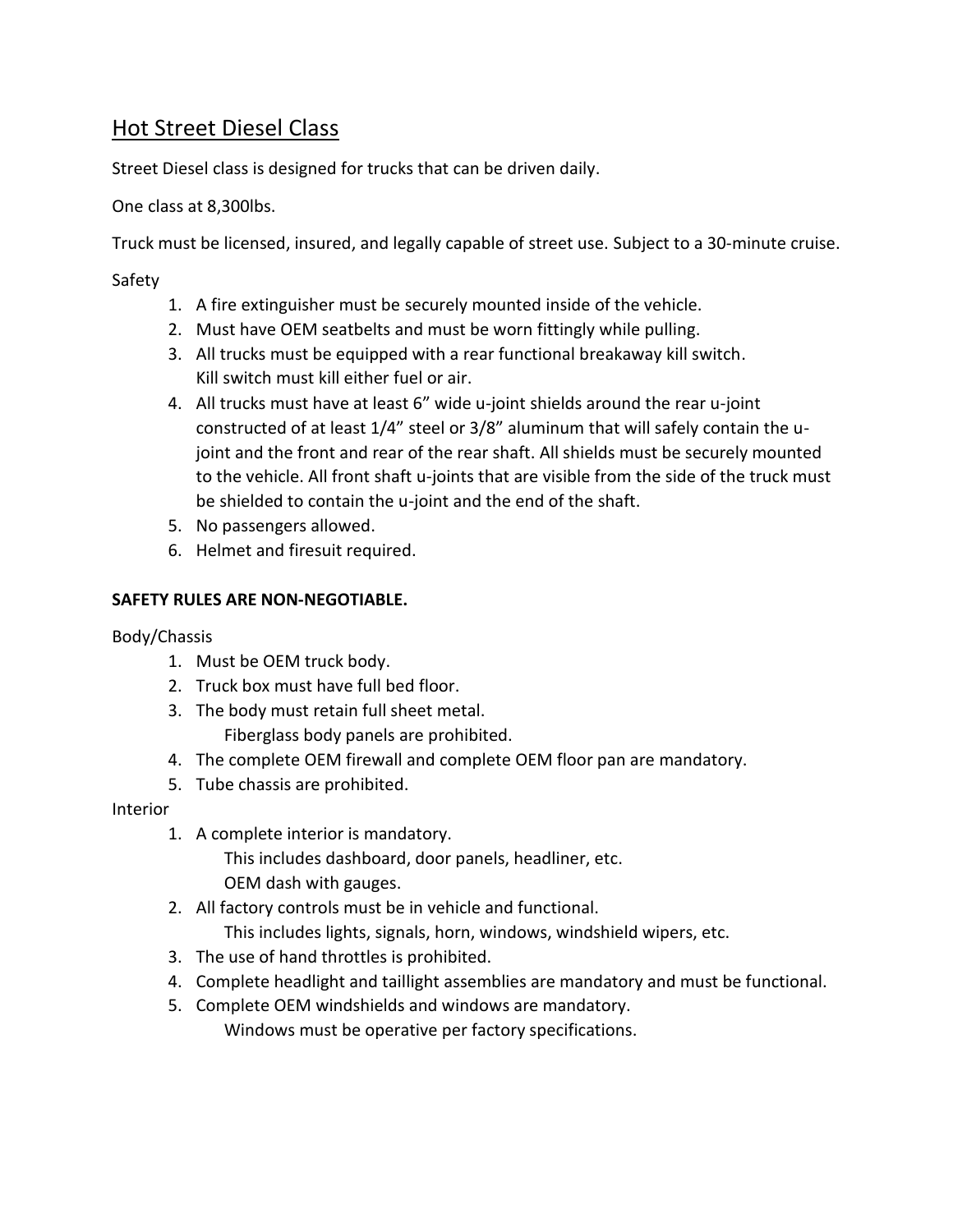# Hot Street Diesel Class

Street Diesel class is designed for trucks that can be driven daily.

One class at 8,300lbs.

Truck must be licensed, insured, and legally capable of street use. Subject to a 30-minute cruise.

Safety

1. A fire extinguisher must be securely mounted inside of the vehicle.
2. Must have OEM seatbelts and must be worn fittingly while pulling.
3. All trucks must be equipped with a rear functional breakaway kill switch.
   Kill switch must kill either fuel or air.
4. All trucks must have at least 6" wide u-joint shields around the rear u-joint constructed of at least 1/4" steel or 3/8" aluminum that will safely contain the u-joint and the front and rear of the rear shaft. All shields must be securely mounted to the vehicle. All front shaft u-joints that are visible from the side of the truck must be shielded to contain the u-joint and the end of the shaft.
5. No passengers allowed.
6. Helmet and firesuit required.

**SAFETY RULES ARE NON-NEGOTIABLE.**

Body/Chassis

1. Must be OEM truck body.
2. Truck box must have full bed floor.
3. The body must retain full sheet metal.
   Fiberglass body panels are prohibited.
4. The complete OEM firewall and complete OEM floor pan are mandatory.
5. Tube chassis are prohibited.

Interior

1. A complete interior is mandatory.
   This includes dashboard, door panels, headliner, etc.
   OEM dash with gauges.
2. All factory controls must be in vehicle and functional.
   This includes lights, signals, horn, windows, windshield wipers, etc.
3. The use of hand throttles is prohibited.
4. Complete headlight and taillight assemblies are mandatory and must be functional.
5. Complete OEM windshields and windows are mandatory.
   Windows must be operative per factory specifications.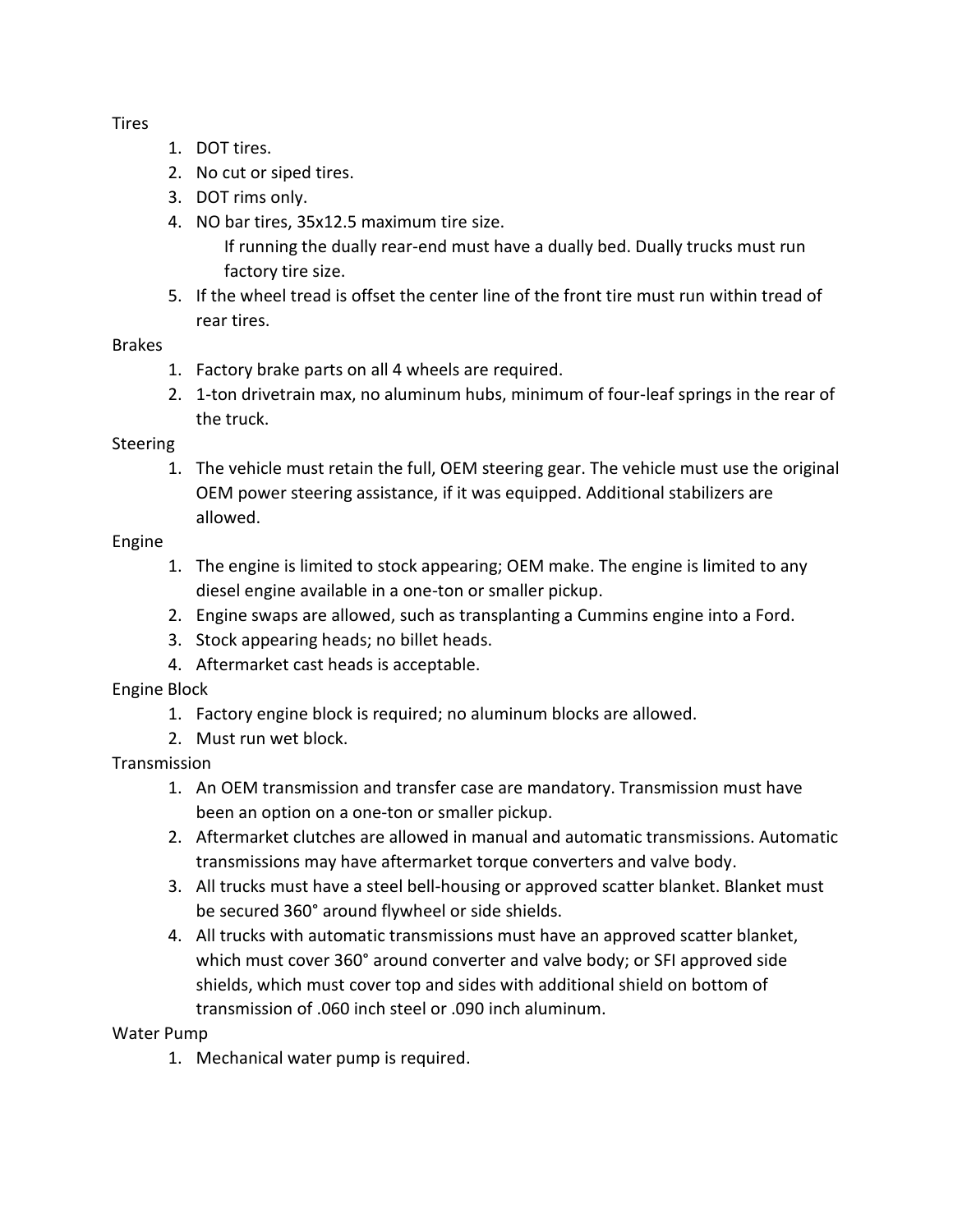## Tires

1. DOT tires.
2. No cut or siped tires.
3. DOT rims only.
4. NO bar tires, 35x12.5 maximum tire size.
   If running the dually rear-end must have a dually bed. Dually trucks must run factory tire size.
5. If the wheel tread is offset the center line of the front tire must run within tread of rear tires.

## Brakes

1. Factory brake parts on all 4 wheels are required.
2. 1-ton drivetrain max, no aluminum hubs, minimum of four-leaf springs in the rear of the truck.

## Steering

1. The vehicle must retain the full, OEM steering gear. The vehicle must use the original OEM power steering assistance, if it was equipped. Additional stabilizers are allowed.

## Engine

1. The engine is limited to stock appearing; OEM make. The engine is limited to any diesel engine available in a one-ton or smaller pickup.
2. Engine swaps are allowed, such as transplanting a Cummins engine into a Ford.
3. Stock appearing heads; no billet heads.
4. Aftermarket cast heads is acceptable.

## Engine Block

1. Factory engine block is required; no aluminum blocks are allowed.
2. Must run wet block.

## Transmission

1. An OEM transmission and transfer case are mandatory. Transmission must have been an option on a one-ton or smaller pickup.
2. Aftermarket clutches are allowed in manual and automatic transmissions. Automatic transmissions may have aftermarket torque converters and valve body.
3. All trucks must have a steel bell-housing or approved scatter blanket. Blanket must be secured 360° around flywheel or side shields.
4. All trucks with automatic transmissions must have an approved scatter blanket, which must cover 360° around converter and valve body; or SFI approved side shields, which must cover top and sides with additional shield on bottom of transmission of .060 inch steel or .090 inch aluminum.

## Water Pump

1. Mechanical water pump is required.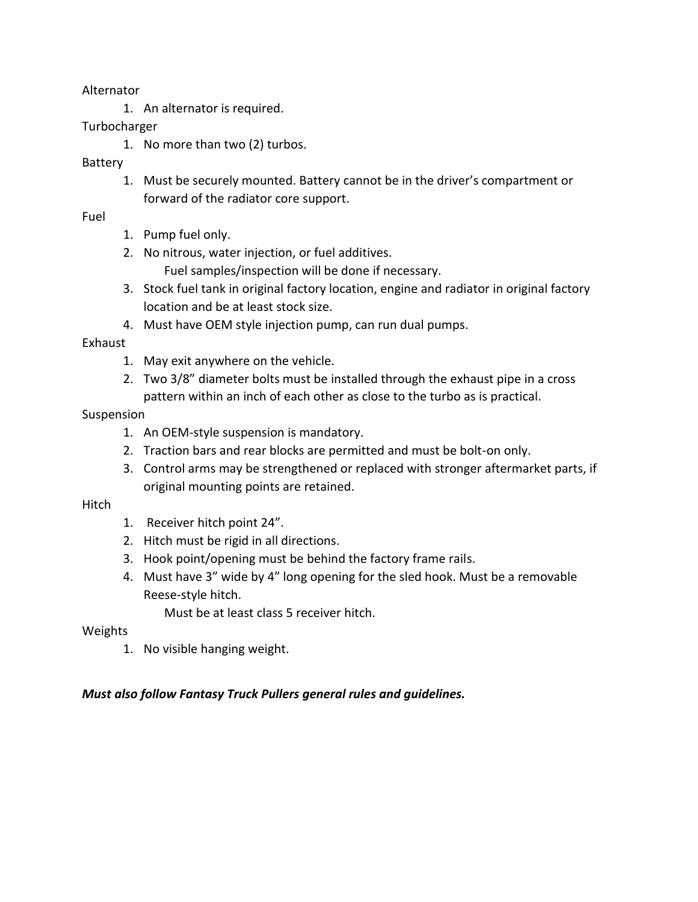Alternator

1. An alternator is required.

Turbocharger

1. No more than two (2) turbos.

Battery

1. Must be securely mounted. Battery cannot be in the driver's compartment or forward of the radiator core support.

Fuel

1. Pump fuel only.
2. No nitrous, water injection, or fuel additives.
   Fuel samples/inspection will be done if necessary.
3. Stock fuel tank in original factory location, engine and radiator in original factory location and be at least stock size.
4. Must have OEM style injection pump, can run dual pumps.

Exhaust

1. May exit anywhere on the vehicle.
2. Two 3/8" diameter bolts must be installed through the exhaust pipe in a cross pattern within an inch of each other as close to the turbo as is practical.

Suspension

1. An OEM-style suspension is mandatory.
2. Traction bars and rear blocks are permitted and must be bolt-on only.
3. Control arms may be strengthened or replaced with stronger aftermarket parts, if original mounting points are retained.

Hitch

1. Receiver hitch point 24".
2. Hitch must be rigid in all directions.
3. Hook point/opening must be behind the factory frame rails.
4. Must have 3" wide by 4" long opening for the sled hook. Must be a removable Reese-style hitch.
   Must be at least class 5 receiver hitch.

Weights

1. No visible hanging weight.

***Must also follow Fantasy Truck Pullers general rules and guidelines.***